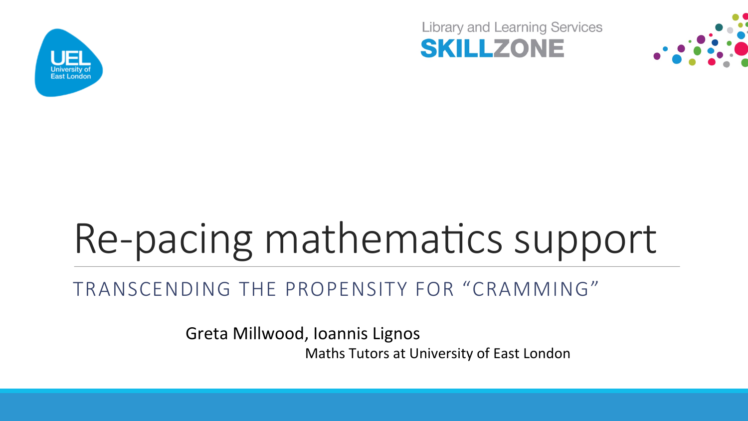Library and Learning Services
SKILLZONE

# Re-pacing mathematics support

## TRANSCENDING THE PROPENSITY FOR "CRAMMING"

Greta Millwood, Ioannis Lignos

Maths Tutors at University of East London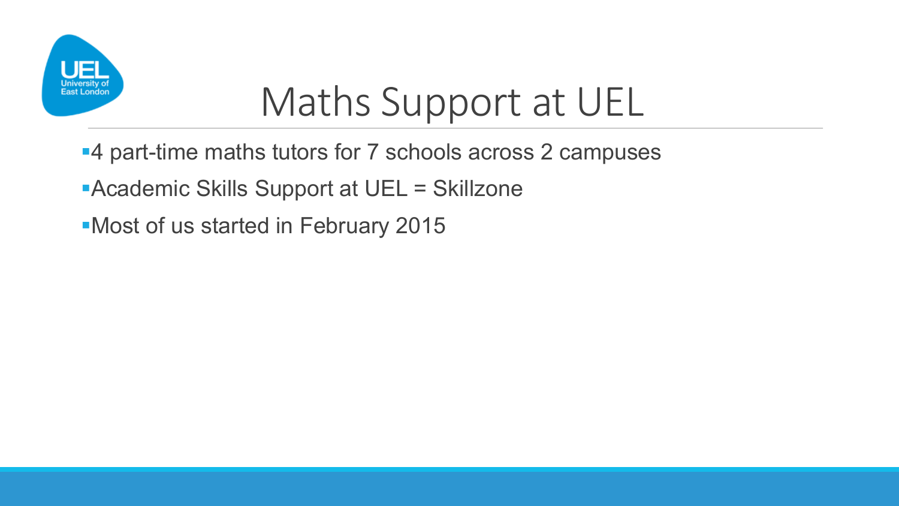# Maths Support at UEL

- 4 part-time maths tutors for 7 schools across 2 campuses
- Academic Skills Support at UEL = Skillzone
- Most of us started in February 2015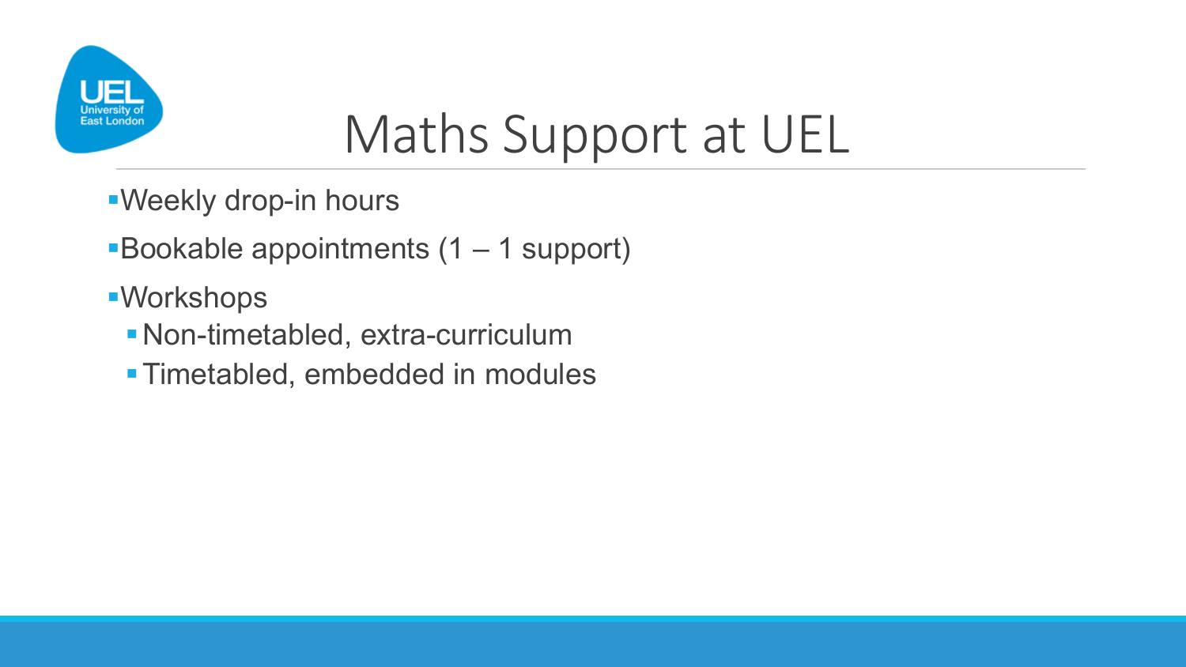# Maths Support at UEL

- Weekly drop-in hours
- Bookable appointments (1 – 1 support)
- Workshops
  - Non-timetabled, extra-curriculum
  - Timetabled, embedded in modules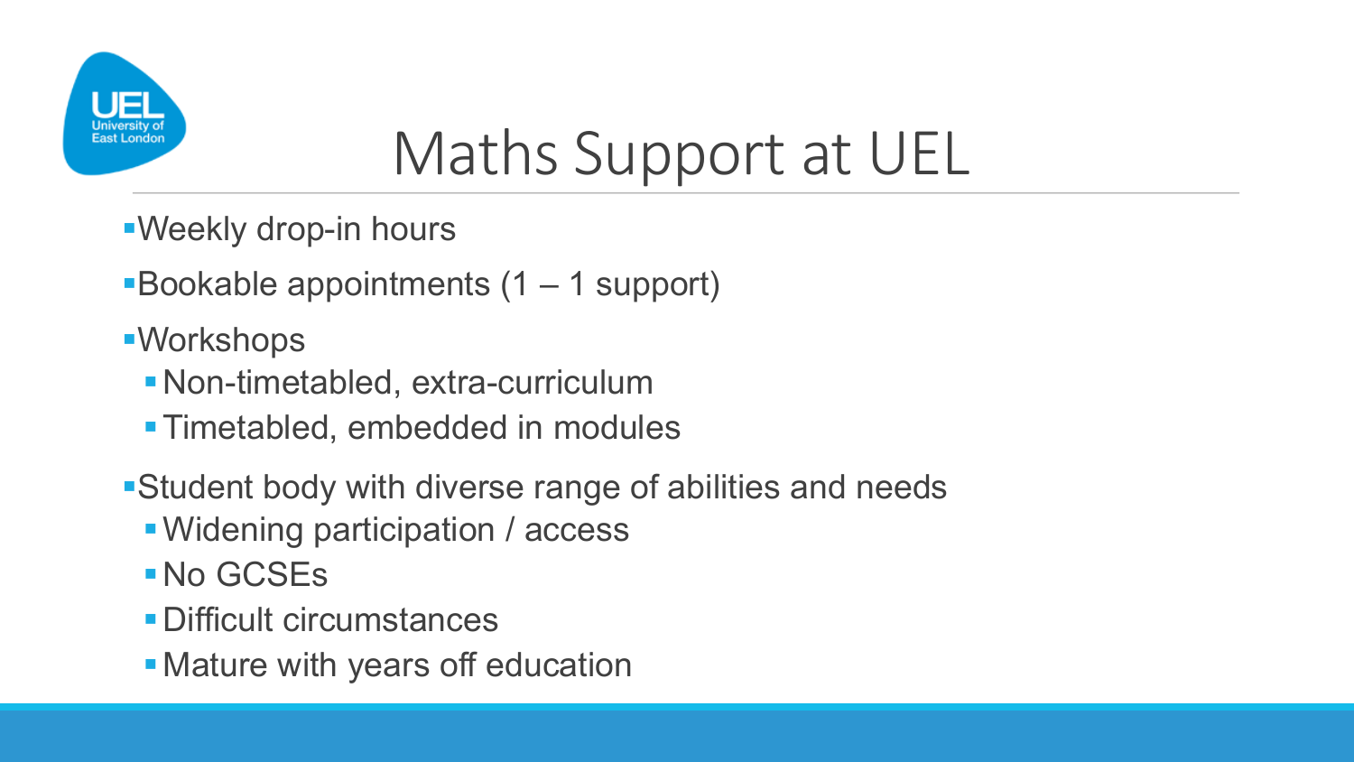# Maths Support at UEL

- Weekly drop-in hours
- Bookable appointments (1 – 1 support)
- Workshops
  - Non-timetabled, extra-curriculum
  - Timetabled, embedded in modules
- Student body with diverse range of abilities and needs
  - Widening participation / access
  - No GCSEs
  - Difficult circumstances
  - Mature with years off education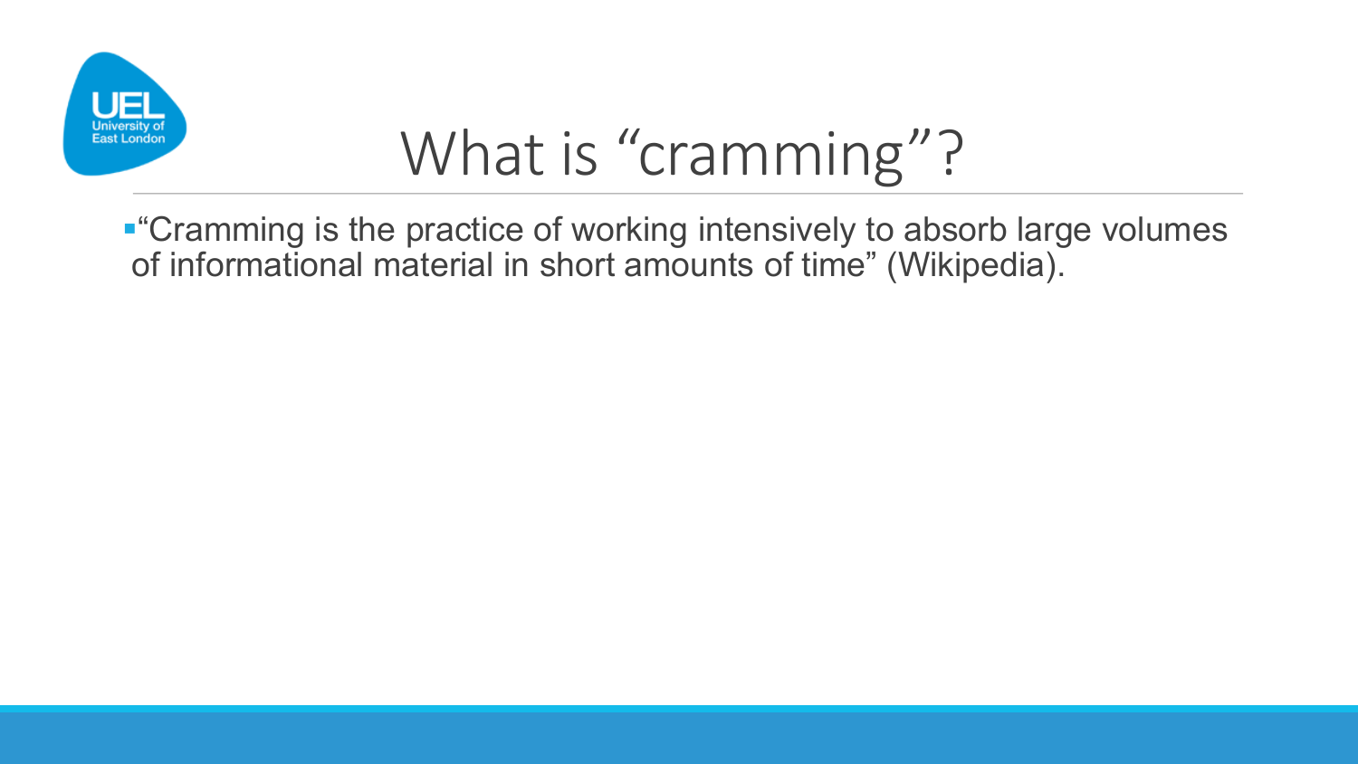# What is "cramming"?

- "Cramming is the practice of working intensively to absorb large volumes of informational material in short amounts of time" (Wikipedia).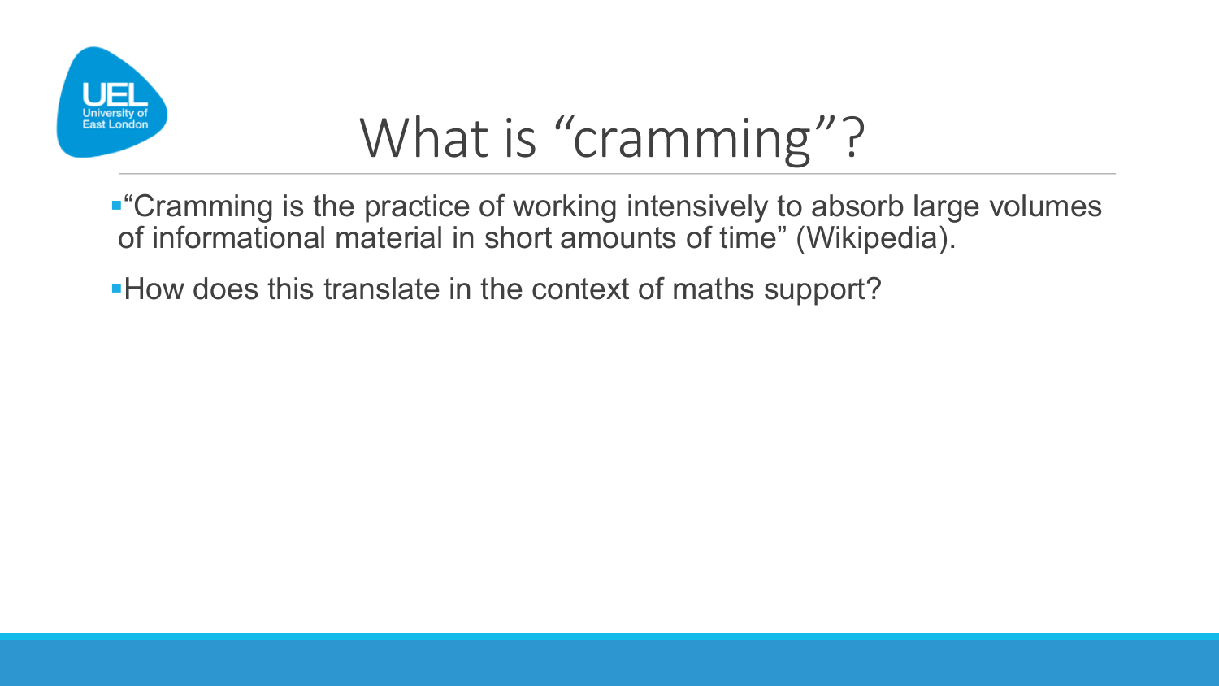# What is “cramming”?

- “Cramming is the practice of working intensively to absorb large volumes of informational material in short amounts of time” (Wikipedia).
- How does this translate in the context of maths support?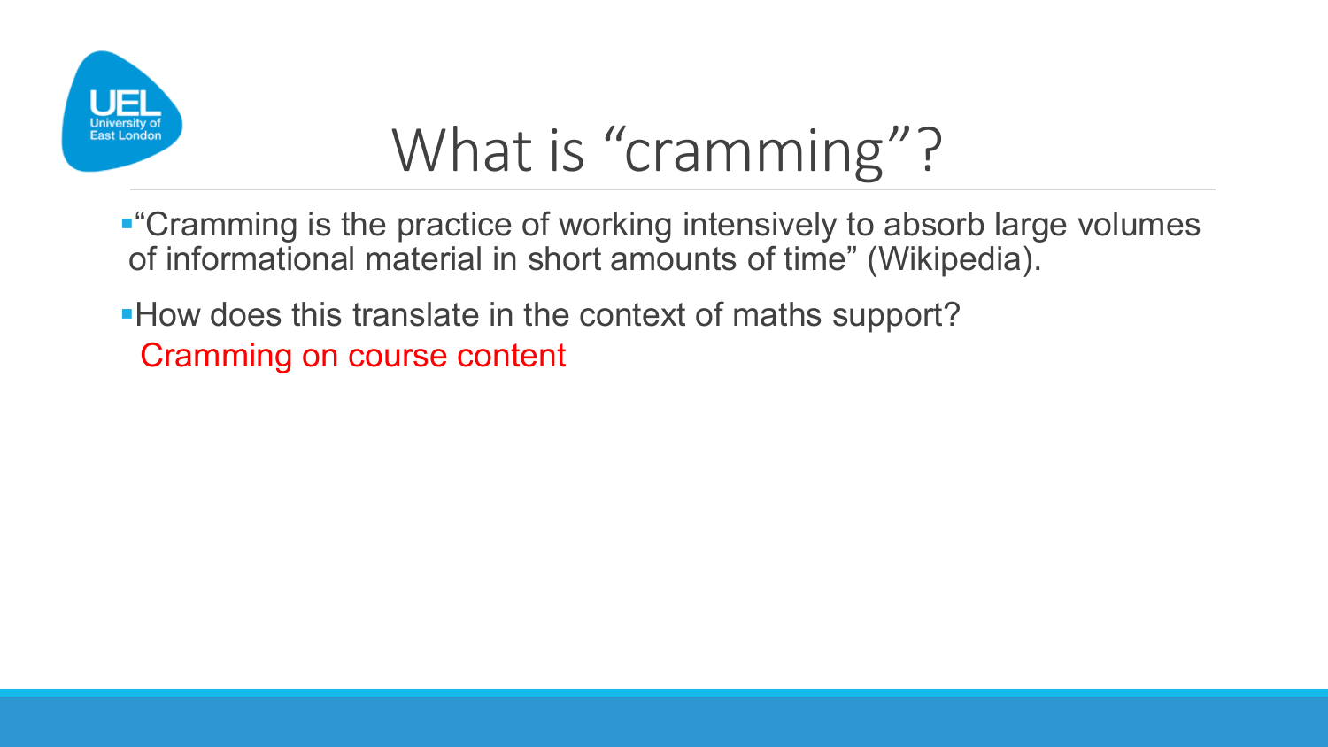# What is "cramming"?

- "Cramming is the practice of working intensively to absorb large volumes of informational material in short amounts of time" (Wikipedia).
- How does this translate in the context of maths support?

  Cramming on course content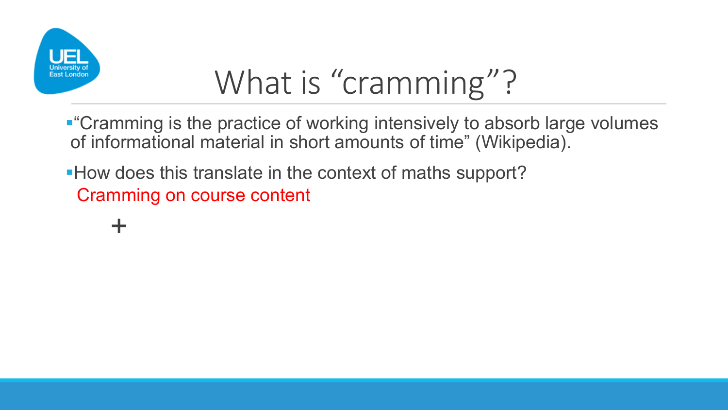# What is "cramming"?

- "Cramming is the practice of working intensively to absorb large volumes of informational material in short amounts of time" (Wikipedia).
- How does this translate in the context of maths support?

  Cramming on course content

  +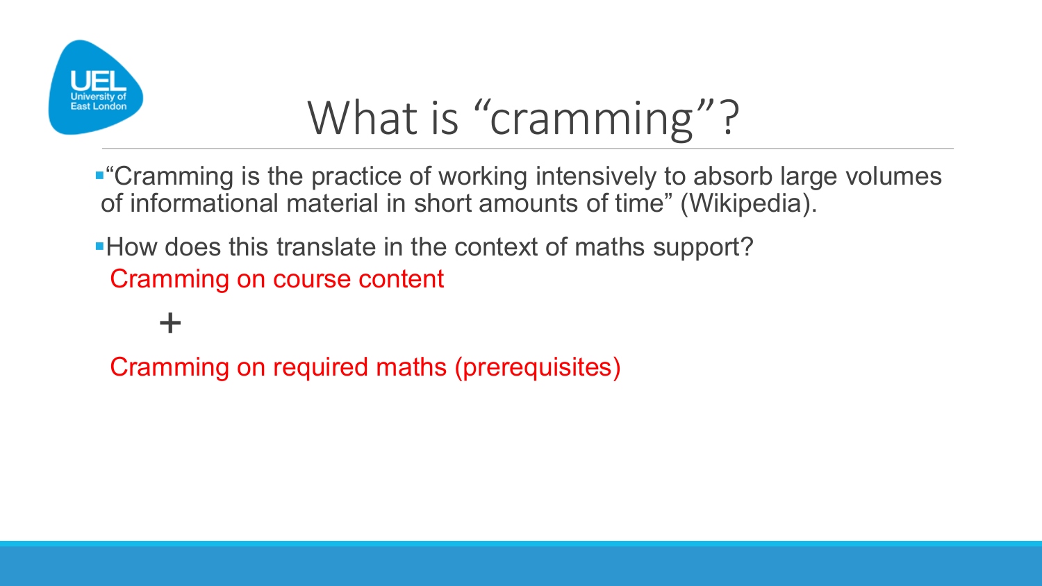# What is "cramming"?

- "Cramming is the practice of working intensively to absorb large volumes of informational material in short amounts of time" (Wikipedia).
- How does this translate in the context of maths support?

  Cramming on course content

  +

  Cramming on required maths (prerequisites)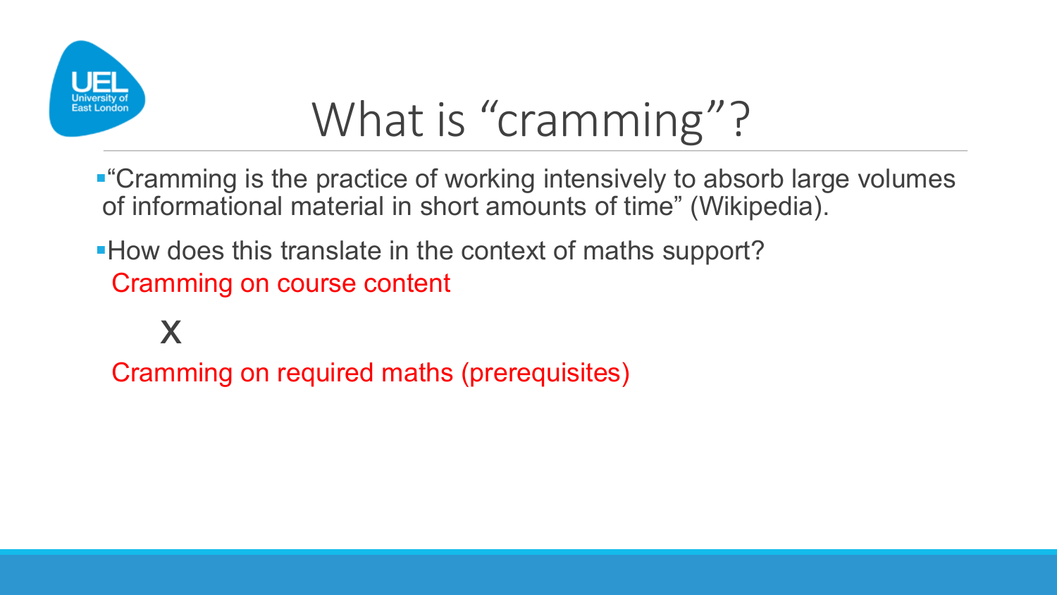# What is “cramming”?

- “Cramming is the practice of working intensively to absorb large volumes of informational material in short amounts of time” (Wikipedia).
- How does this translate in the context of maths support?

  Cramming on course content

  X

  Cramming on required maths (prerequisites)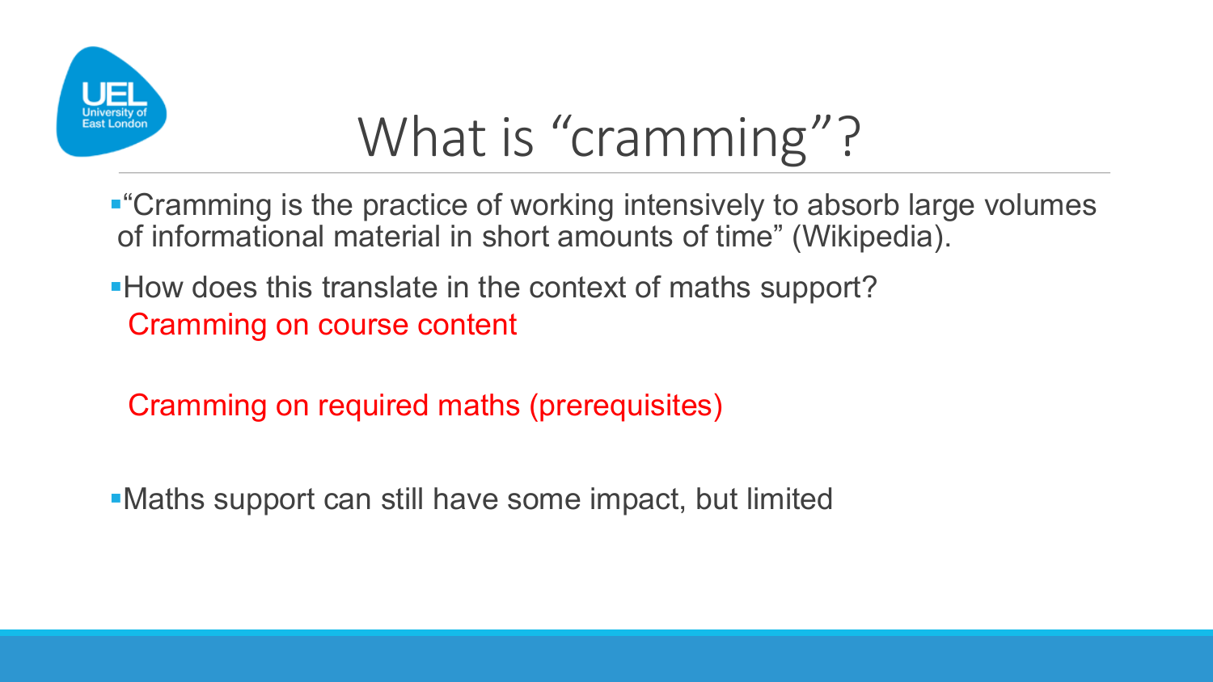# What is “cramming”?

- “Cramming is the practice of working intensively to absorb large volumes of informational material in short amounts of time” (Wikipedia).
- How does this translate in the context of maths support?

  Cramming on course content

  Cramming on required maths (prerequisites)

- Maths support can still have some impact, but limited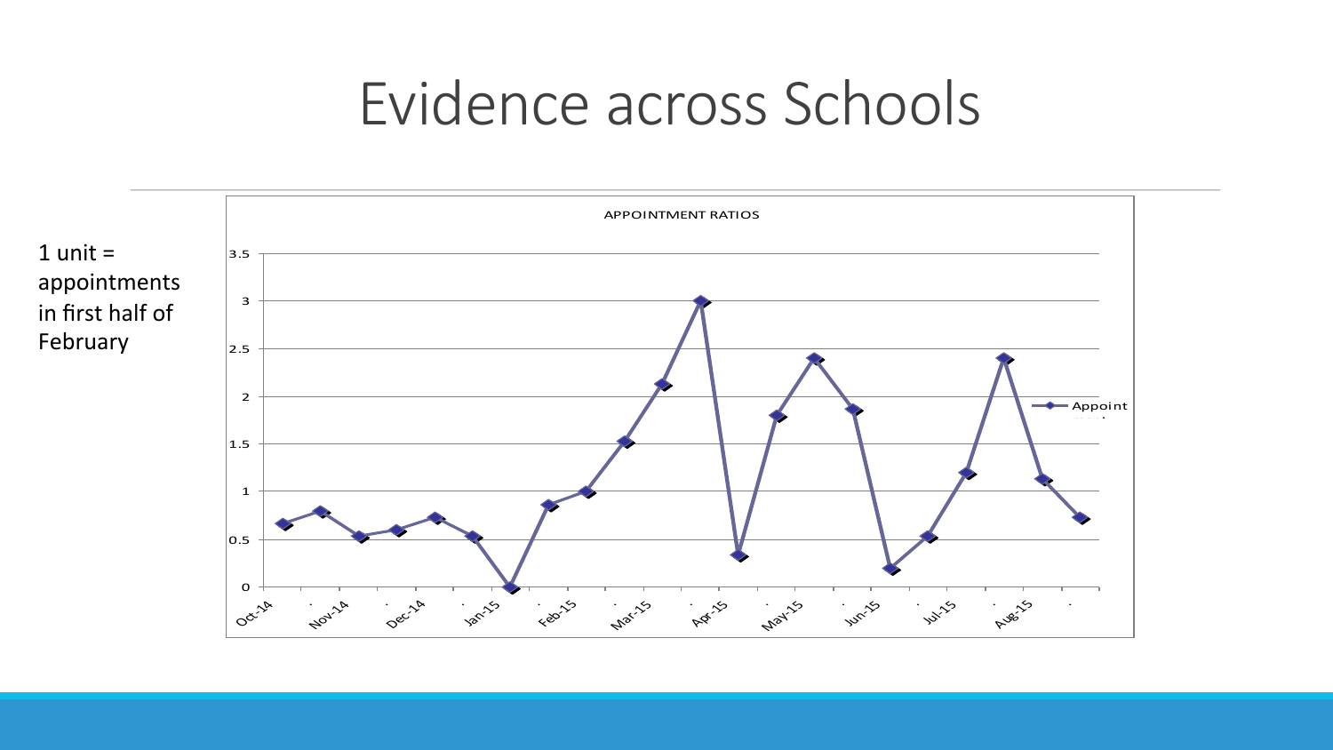# Evidence across Schools

1 unit = appointments in first half of February

APPOINTMENT RATIOS

| Period | Appointment ratio (approx.) |
|---|---|
| Oct-14 | 0.66 |
| . | 0.79 |
| Nov-14 | 0.53 |
| . | 0.6 |
| Dec-14 | 0.73 |
| . | 0.53 |
| Jan-15 | 0 |
| . | 0.86 |
| Feb-15 | 1 |
| . | 1.53 |
| Mar-15 | 2.13 |
| . | 3 |
| Apr-15 | 0.33 |
| . | 1.8 |
| May-15 | 2.4 |
| . | 1.87 |
| Jun-15 | 0.2 |
| . | 0.53 |
| Jul-15 | 1.2 |
| . | 2.4 |
| Aug-15 | 1.13 |
| . | 0.73 |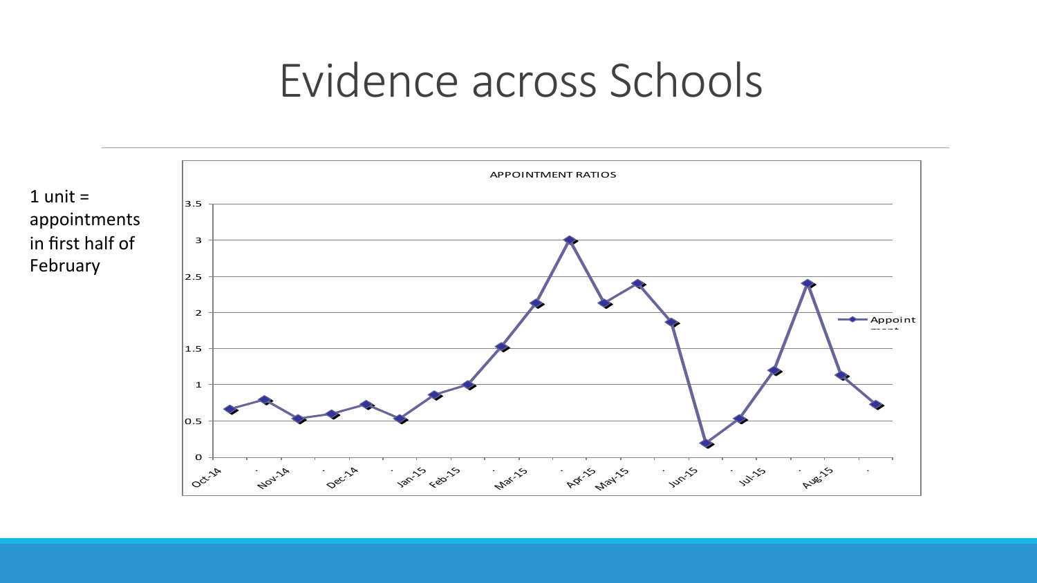# Evidence across Schools

1 unit = appointments in first half of February

APPOINTMENT RATIOS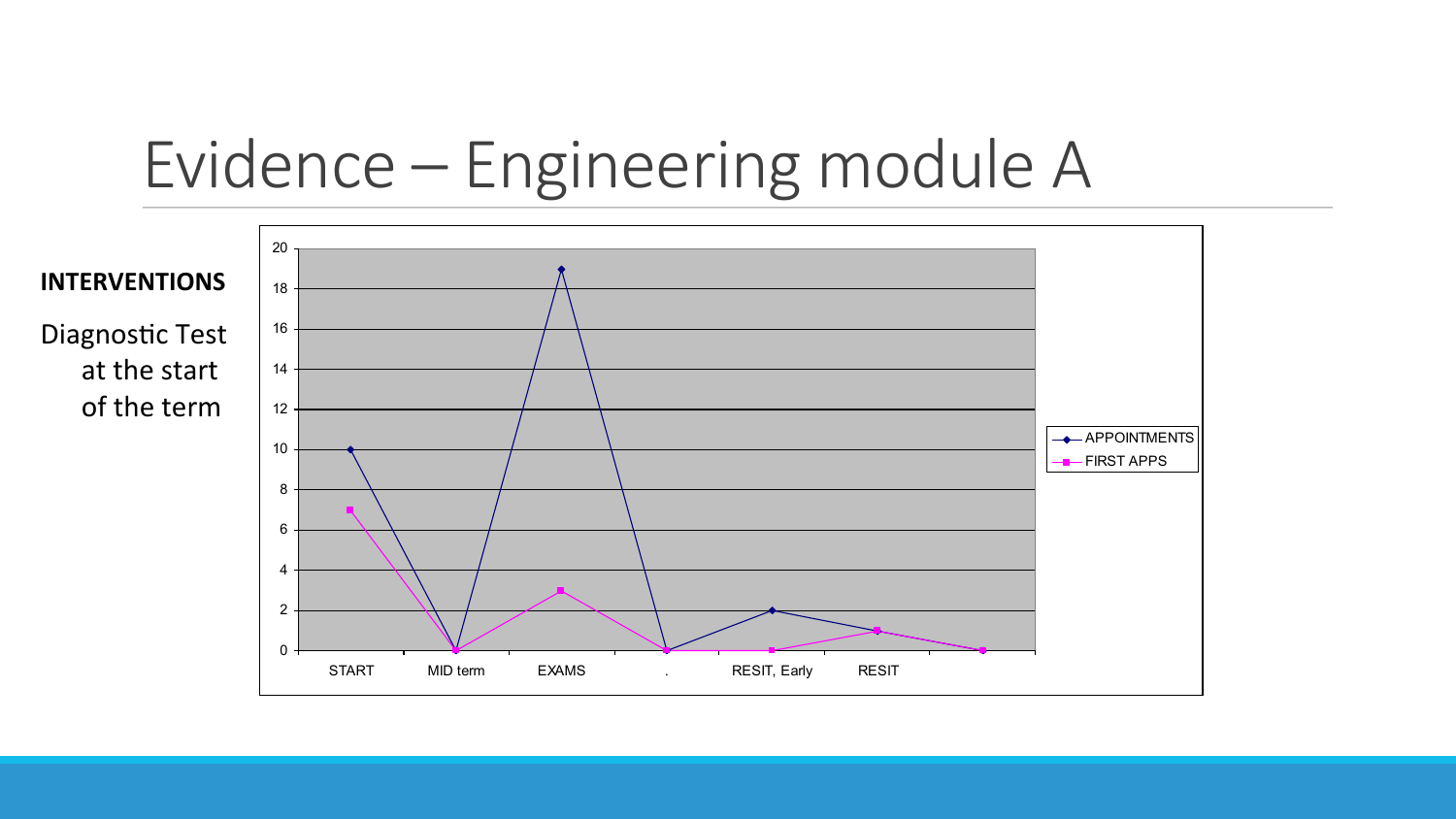# Evidence – Engineering module A

**INTERVENTIONS**

Diagnostic Test at the start of the term

| | START | MID term | EXAMS | . | RESIT, Early | RESIT | |
|---|---|---|---|---|---|---|---|
| APPOINTMENTS | 10 | 0 | 19 | 0 | 2 | 1 | 0 |
| FIRST APPS | 7 | 0 | 3 | 0 | 0 | 1 | 0 |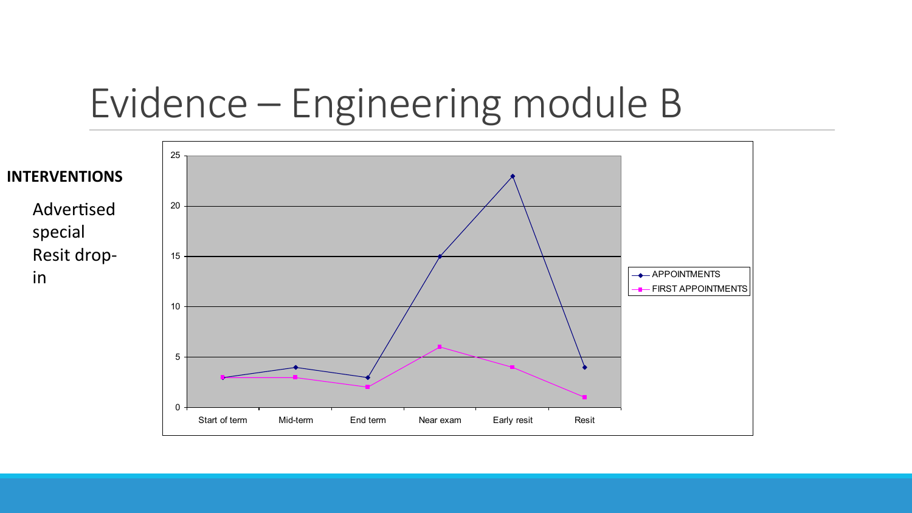# Evidence – Engineering module B

**INTERVENTIONS**

Advertised special Resit drop-in

| | Start of term | Mid-term | End term | Near exam | Early resit | Resit |
|---|---|---|---|---|---|---|
| APPOINTMENTS | 3 | 4 | 3 | 15 | 23 | 4 |
| FIRST APPOINTMENTS | 3 | 3 | 2 | 6 | 4 | 1 |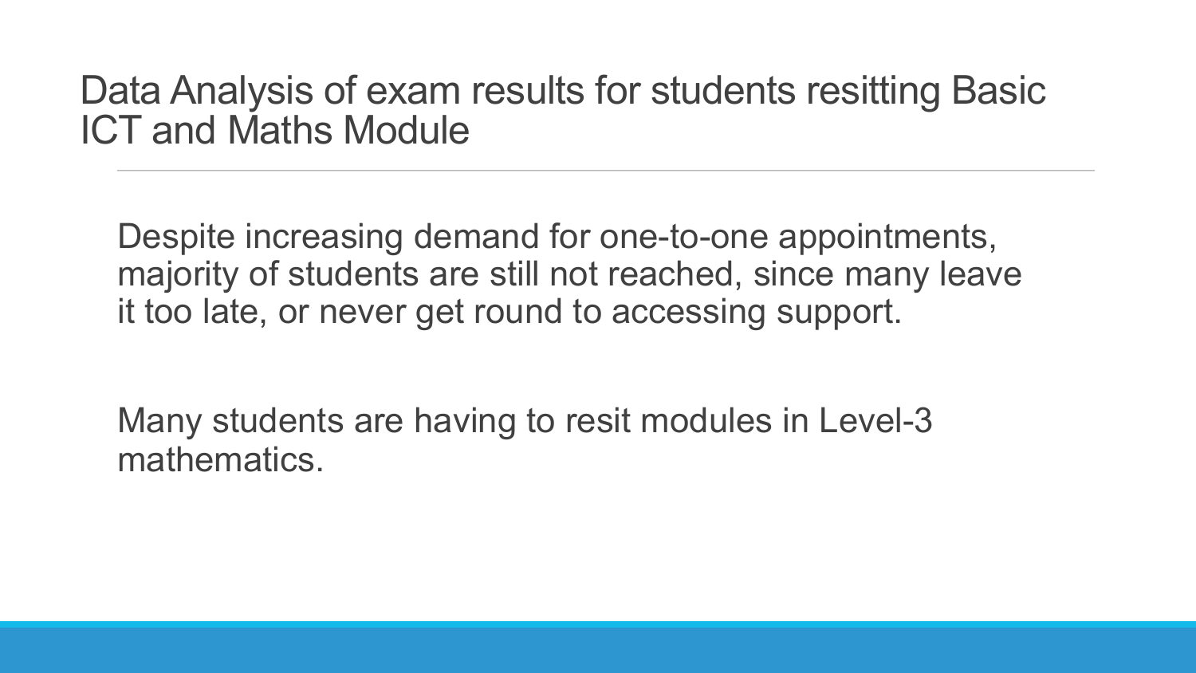# Data Analysis of exam results for students resitting Basic ICT and Maths Module

Despite increasing demand for one-to-one appointments, majority of students are still not reached, since many leave it too late, or never get round to accessing support.

Many students are having to resit modules in Level-3 mathematics.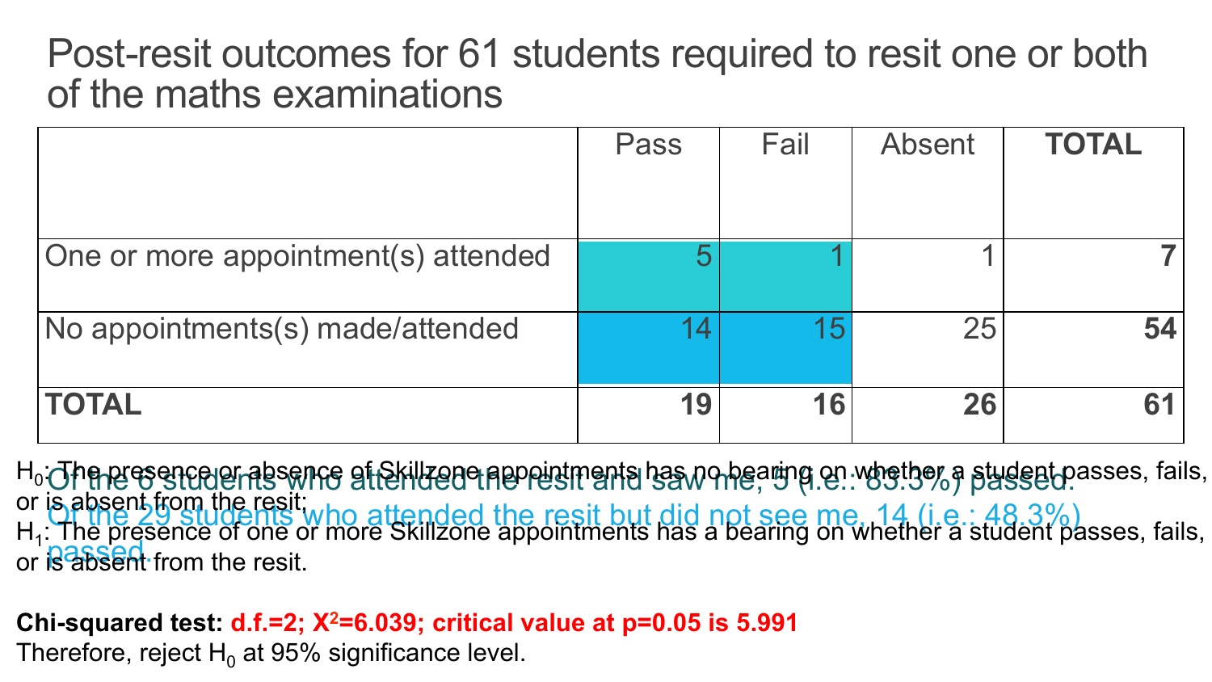# Post-resit outcomes for 61 students required to resit one or both of the maths examinations

| | Pass | Fail | Absent | **TOTAL** |
|---|---|---|---|---|
| One or more appointment(s) attended | 5 | 1 | 1 | **7** |
| No appointments(s) made/attended | 14 | 15 | 25 | **54** |
| **TOTAL** | **19** | **16** | **26** | **61** |

Of the 6 students who attended the resit and saw me, 5 (i.e.: 83.3%) passed.
Of the 29 students who attended the resit but did not see me, 14 (i.e.: 48.3%) passed.

$H_0$: The presence or absence of Skillzone appointments has no bearing on whether a student passes, fails, or is absent from the resit;
$H_1$: The presence of one or more Skillzone appointments has a bearing on whether a student passes, fails, or is absent from the resit.

**Chi-squared test: d.f.=2; $X^2$=6.039; critical value at $p$=0.05 is 5.991**
Therefore, reject $H_0$ at 95% significance level.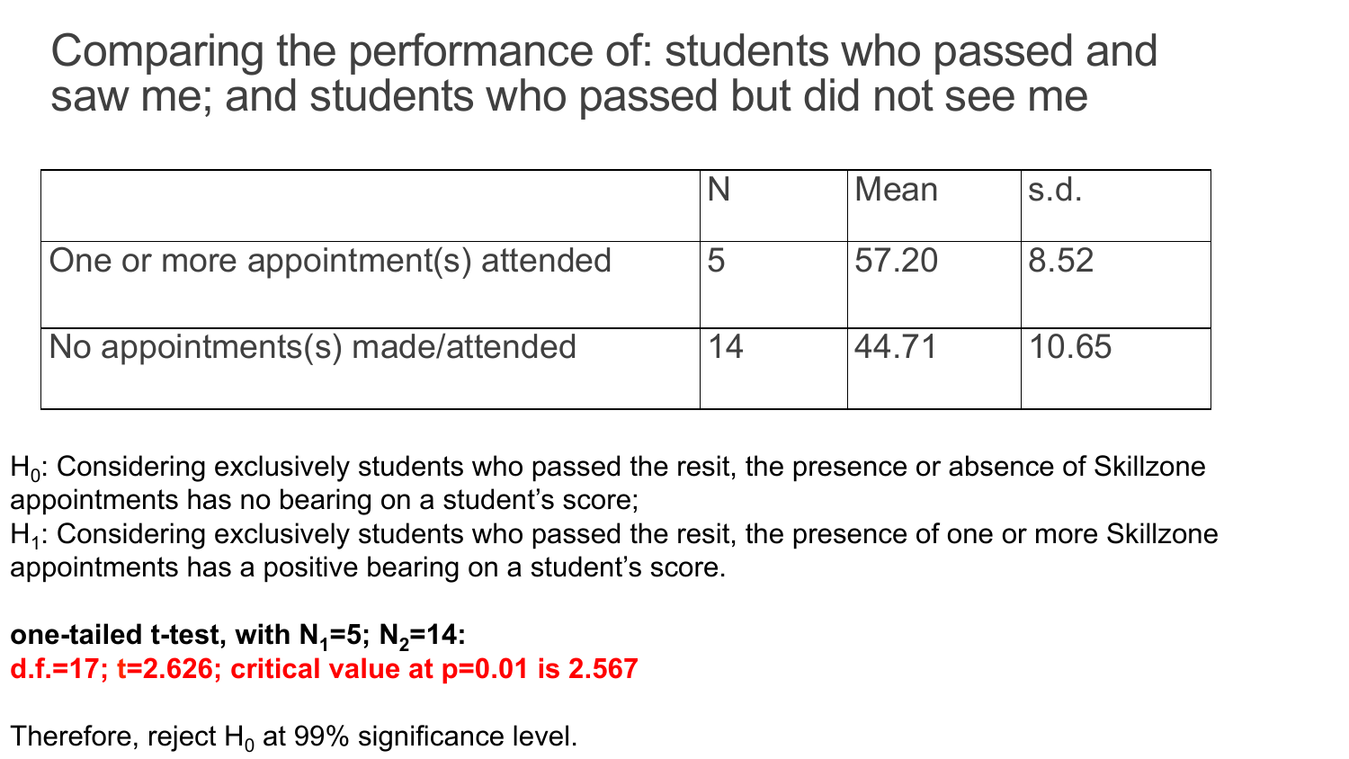# Comparing the performance of: students who passed and saw me; and students who passed but did not see me

| | N | Mean | s.d. |
|---|---|---|---|
| One or more appointment(s) attended | 5 | 57.20 | 8.52 |
| No appointments(s) made/attended | 14 | 44.71 | 10.65 |

$H_0$: Considering exclusively students who passed the resit, the presence or absence of Skillzone appointments has no bearing on a student's score;
$H_1$: Considering exclusively students who passed the resit, the presence of one or more Skillzone appointments has a positive bearing on a student's score.

**one-tailed t-test, with $N_1$=5; $N_2$=14:**
**d.f.=17; t=2.626; critical value at p=0.01 is 2.567**

Therefore, reject $H_0$ at 99% significance level.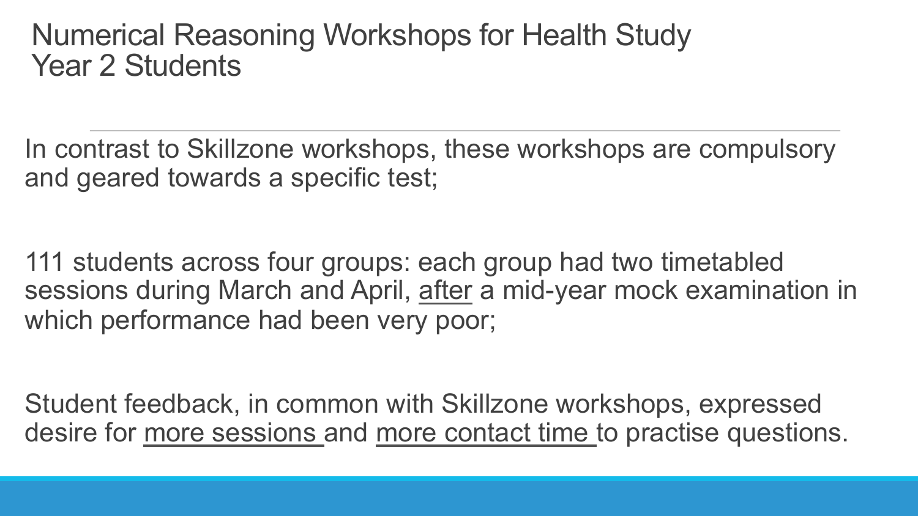# Numerical Reasoning Workshops for Health Study Year 2 Students

In contrast to Skillzone workshops, these workshops are compulsory and geared towards a specific test;

111 students across four groups: each group had two timetabled sessions during March and April, <u>after</u> a mid-year mock examination in which performance had been very poor;

Student feedback, in common with Skillzone workshops, expressed desire for <u>more sessions</u> and <u>more contact time</u> to practise questions.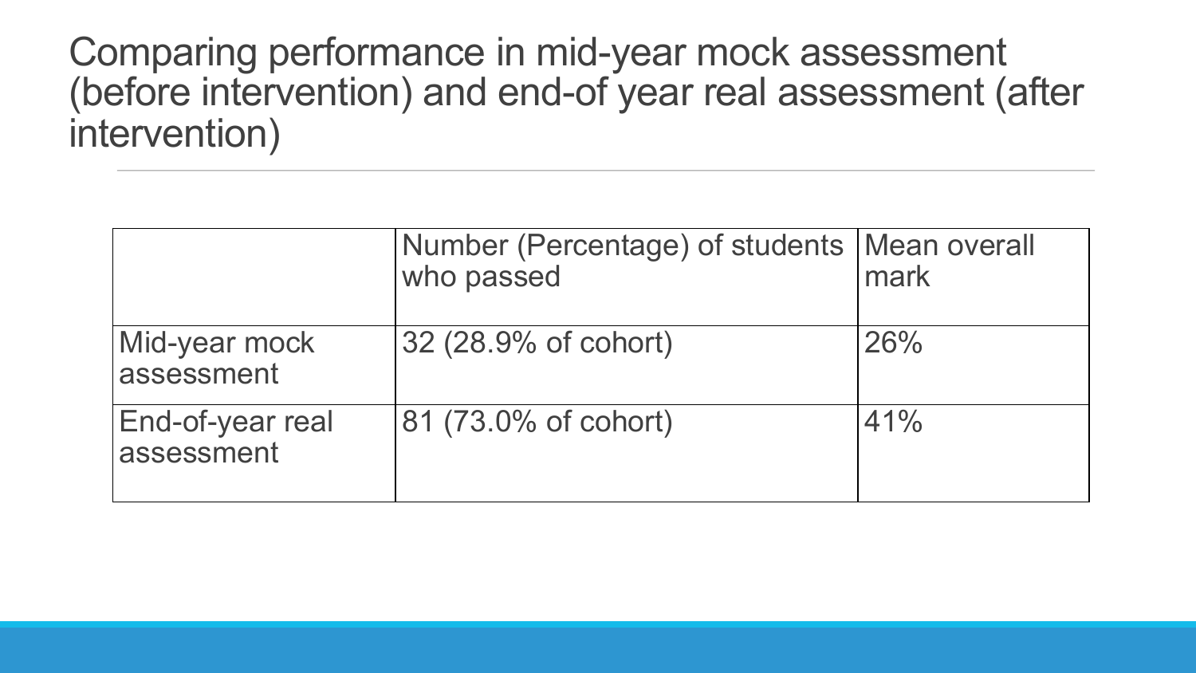# Comparing performance in mid-year mock assessment (before intervention) and end-of year real assessment (after intervention)

| | Number (Percentage) of students who passed | Mean overall mark |
|---|---|---|
| Mid-year mock assessment | 32 (28.9% of cohort) | 26% |
| End-of-year real assessment | 81 (73.0% of cohort) | 41% |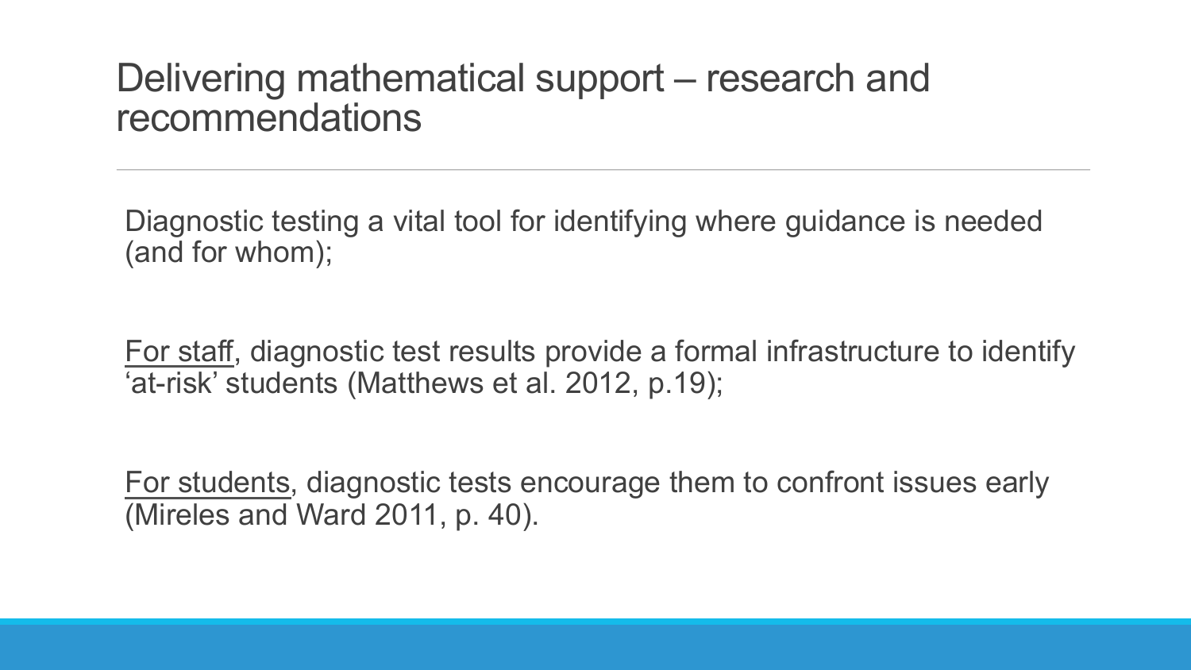# Delivering mathematical support – research and recommendations

Diagnostic testing a vital tool for identifying where guidance is needed (and for whom);

<u>For staff</u>, diagnostic test results provide a formal infrastructure to identify 'at-risk' students (Matthews et al. 2012, p.19);

<u>For students</u>, diagnostic tests encourage them to confront issues early (Mireles and Ward 2011, p. 40).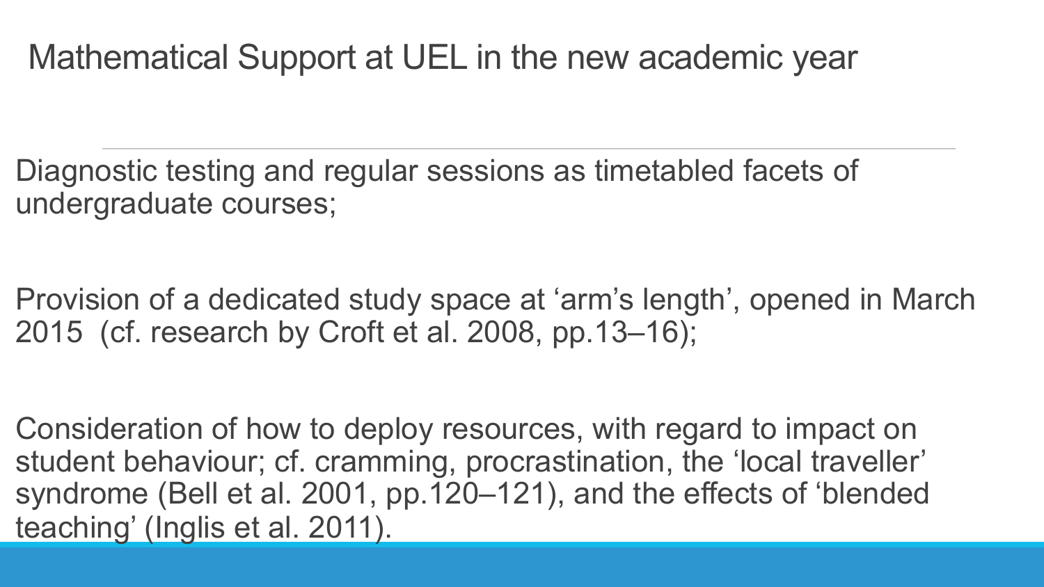# Mathematical Support at UEL in the new academic year

Diagnostic testing and regular sessions as timetabled facets of undergraduate courses;

Provision of a dedicated study space at 'arm's length', opened in March 2015 (cf. research by Croft et al. 2008, pp.13–16);

Consideration of how to deploy resources, with regard to impact on student behaviour; cf. cramming, procrastination, the 'local traveller' syndrome (Bell et al. 2001, pp.120–121), and the effects of 'blended teaching' (Inglis et al. 2011).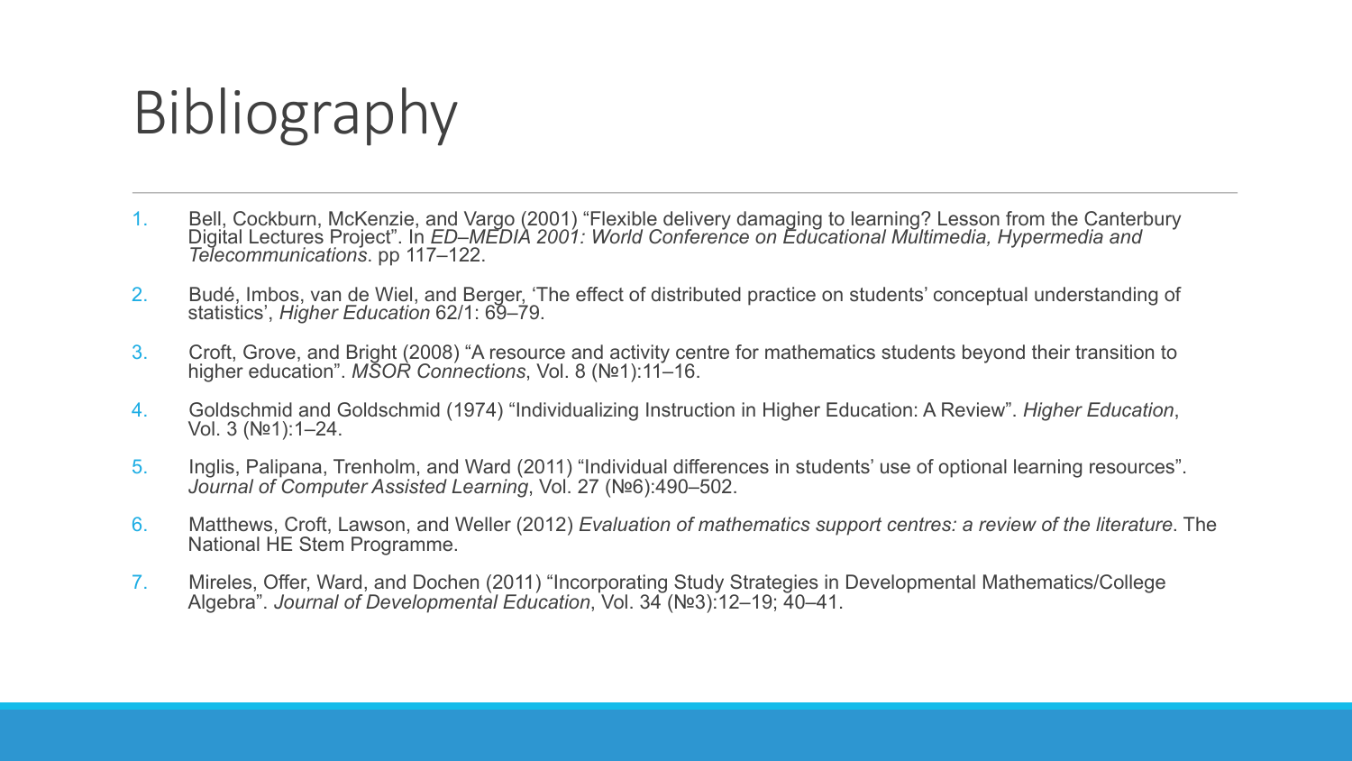# Bibliography

1. Bell, Cockburn, McKenzie, and Vargo (2001) “Flexible delivery damaging to learning? Lesson from the Canterbury Digital Lectures Project”. In *ED–MEDIA 2001: World Conference on Educational Multimedia, Hypermedia and Telecommunications*. pp 117–122.
2. Budé, Imbos, van de Wiel, and Berger, ‘The effect of distributed practice on students’ conceptual understanding of statistics’, *Higher Education* 62/1: 69–79.
3. Croft, Grove, and Bright (2008) “A resource and activity centre for mathematics students beyond their transition to higher education”. *MSOR Connections*, Vol. 8 (№1):11–16.
4. Goldschmid and Goldschmid (1974) “Individualizing Instruction in Higher Education: A Review”. *Higher Education*, Vol. 3 (№1):1–24.
5. Inglis, Palipana, Trenholm, and Ward (2011) “Individual differences in students’ use of optional learning resources”. *Journal of Computer Assisted Learning*, Vol. 27 (№6):490–502.
6. Matthews, Croft, Lawson, and Weller (2012) *Evaluation of mathematics support centres: a review of the literature*. The National HE Stem Programme.
7. Mireles, Offer, Ward, and Dochen (2011) “Incorporating Study Strategies in Developmental Mathematics/College Algebra”. *Journal of Developmental Education*, Vol. 34 (№3):12–19; 40–41.